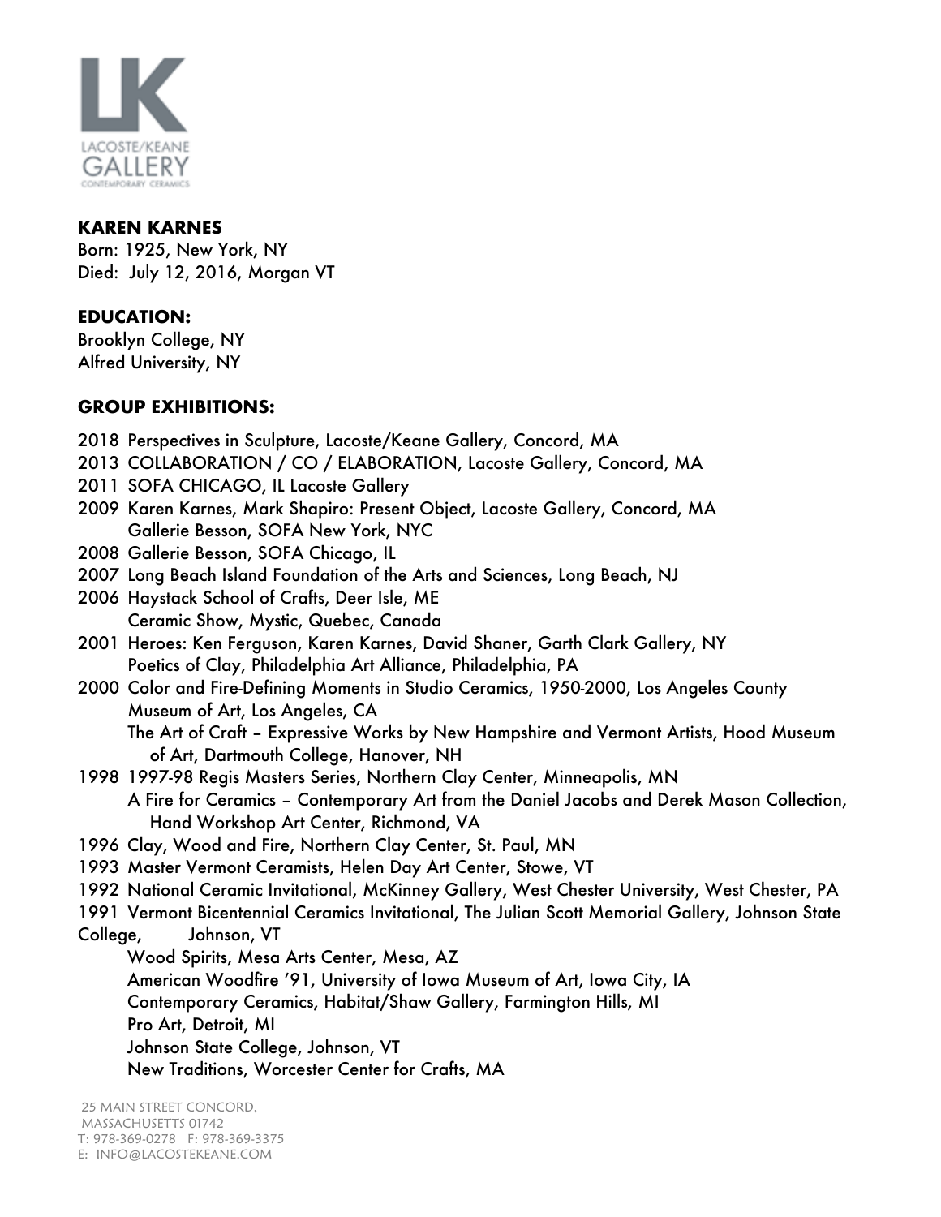LACOSTE/KEANE GALLERY
CONTEMPORARY CERAMICS

**KAREN KARNES**
Born: 1925, New York, NY
Died: July 12, 2016, Morgan VT

**EDUCATION:**
Brooklyn College, NY
Alfred University, NY

**GROUP EXHIBITIONS:**

2018 Perspectives in Sculpture, Lacoste/Keane Gallery, Concord, MA
2013 COLLABORATION / CO / ELABORATION, Lacoste Gallery, Concord, MA
2011 SOFA CHICAGO, IL Lacoste Gallery
2009 Karen Karnes, Mark Shapiro: Present Object, Lacoste Gallery, Concord, MA
Gallerie Besson, SOFA New York, NYC
2008 Gallerie Besson, SOFA Chicago, IL
2007 Long Beach Island Foundation of the Arts and Sciences, Long Beach, NJ
2006 Haystack School of Crafts, Deer Isle, ME
Ceramic Show, Mystic, Quebec, Canada
2001 Heroes: Ken Ferguson, Karen Karnes, David Shaner, Garth Clark Gallery, NY
Poetics of Clay, Philadelphia Art Alliance, Philadelphia, PA
2000 Color and Fire-Defining Moments in Studio Ceramics, 1950-2000, Los Angeles County Museum of Art, Los Angeles, CA
The Art of Craft – Expressive Works by New Hampshire and Vermont Artists, Hood Museum of Art, Dartmouth College, Hanover, NH
1998 1997-98 Regis Masters Series, Northern Clay Center, Minneapolis, MN
A Fire for Ceramics – Contemporary Art from the Daniel Jacobs and Derek Mason Collection, Hand Workshop Art Center, Richmond, VA
1996 Clay, Wood and Fire, Northern Clay Center, St. Paul, MN
1993 Master Vermont Ceramists, Helen Day Art Center, Stowe, VT
1992 National Ceramic Invitational, McKinney Gallery, West Chester University, West Chester, PA
1991 Vermont Bicentennial Ceramics Invitational, The Julian Scott Memorial Gallery, Johnson State College, Johnson, VT
Wood Spirits, Mesa Arts Center, Mesa, AZ
American Woodfire '91, University of Iowa Museum of Art, Iowa City, IA
Contemporary Ceramics, Habitat/Shaw Gallery, Farmington Hills, MI
Pro Art, Detroit, MI
Johnson State College, Johnson, VT
New Traditions, Worcester Center for Crafts, MA

25 Main Street Concord,
Massachusetts 01742
T: 978-369-0278 F: 978-369-3375
E: info@lacostekeane.com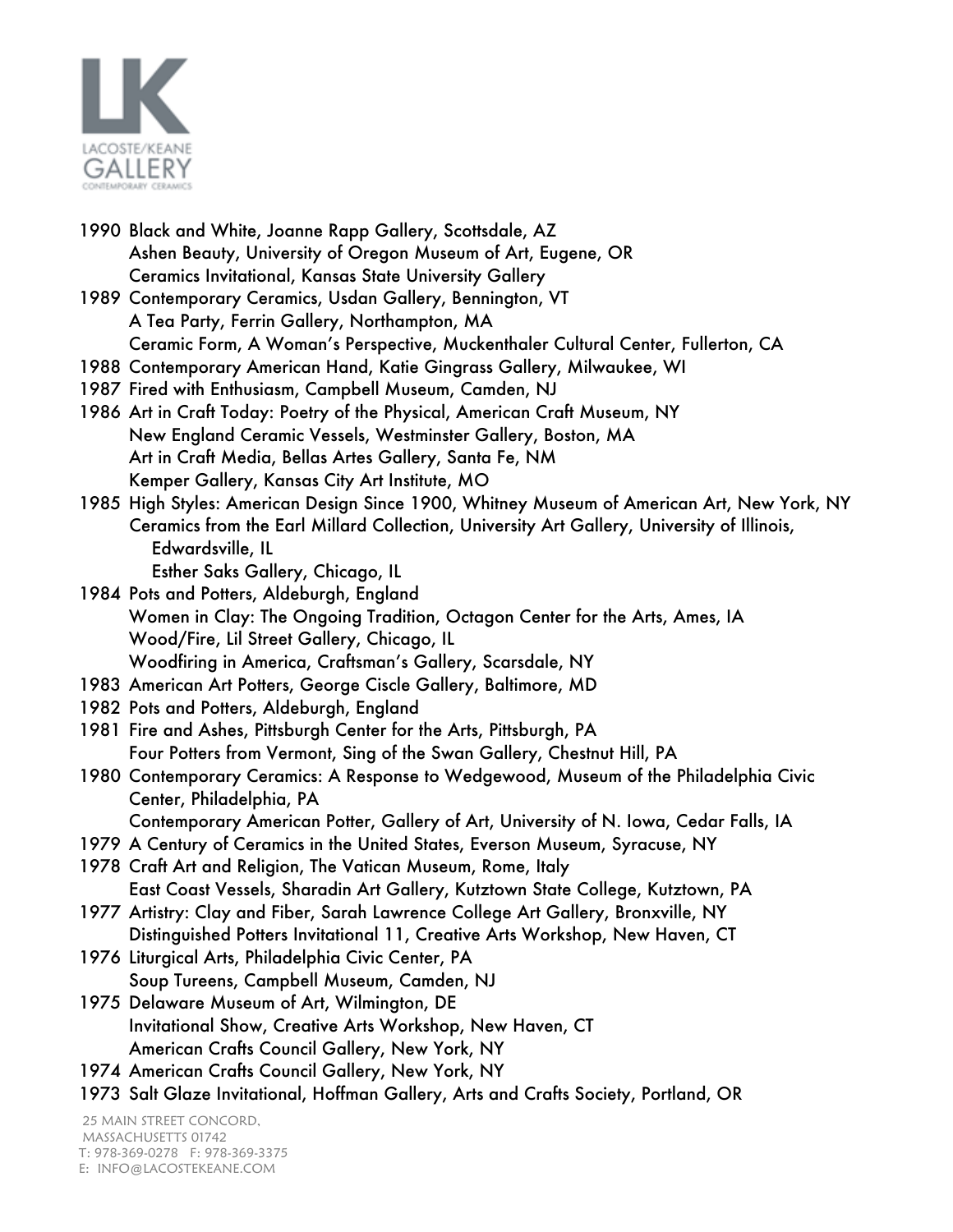1990 Black and White, Joanne Rapp Gallery, Scottsdale, AZ
Ashen Beauty, University of Oregon Museum of Art, Eugene, OR
Ceramics Invitational, Kansas State University Gallery

1989 Contemporary Ceramics, Usdan Gallery, Bennington, VT
A Tea Party, Ferrin Gallery, Northampton, MA
Ceramic Form, A Woman's Perspective, Muckenthaler Cultural Center, Fullerton, CA

1988 Contemporary American Hand, Katie Gingrass Gallery, Milwaukee, WI

1987 Fired with Enthusiasm, Campbell Museum, Camden, NJ

1986 Art in Craft Today: Poetry of the Physical, American Craft Museum, NY
New England Ceramic Vessels, Westminster Gallery, Boston, MA
Art in Craft Media, Bellas Artes Gallery, Santa Fe, NM
Kemper Gallery, Kansas City Art Institute, MO

1985 High Styles: American Design Since 1900, Whitney Museum of American Art, New York, NY
Ceramics from the Earl Millard Collection, University Art Gallery, University of Illinois, Edwardsville, IL
Esther Saks Gallery, Chicago, IL

1984 Pots and Potters, Aldeburgh, England
Women in Clay: The Ongoing Tradition, Octagon Center for the Arts, Ames, IA
Wood/Fire, Lil Street Gallery, Chicago, IL
Woodfiring in America, Craftsman's Gallery, Scarsdale, NY

1983 American Art Potters, George Ciscle Gallery, Baltimore, MD

1982 Pots and Potters, Aldeburgh, England

1981 Fire and Ashes, Pittsburgh Center for the Arts, Pittsburgh, PA
Four Potters from Vermont, Sing of the Swan Gallery, Chestnut Hill, PA

1980 Contemporary Ceramics: A Response to Wedgewood, Museum of the Philadelphia Civic Center, Philadelphia, PA
Contemporary American Potter, Gallery of Art, University of N. Iowa, Cedar Falls, IA

1979 A Century of Ceramics in the United States, Everson Museum, Syracuse, NY

1978 Craft Art and Religion, The Vatican Museum, Rome, Italy
East Coast Vessels, Sharadin Art Gallery, Kutztown State College, Kutztown, PA

1977 Artistry: Clay and Fiber, Sarah Lawrence College Art Gallery, Bronxville, NY
Distinguished Potters Invitational 11, Creative Arts Workshop, New Haven, CT

1976 Liturgical Arts, Philadelphia Civic Center, PA
Soup Tureens, Campbell Museum, Camden, NJ

1975 Delaware Museum of Art, Wilmington, DE
Invitational Show, Creative Arts Workshop, New Haven, CT
American Crafts Council Gallery, New York, NY

1974 American Crafts Council Gallery, New York, NY

1973 Salt Glaze Invitational, Hoffman Gallery, Arts and Crafts Society, Portland, OR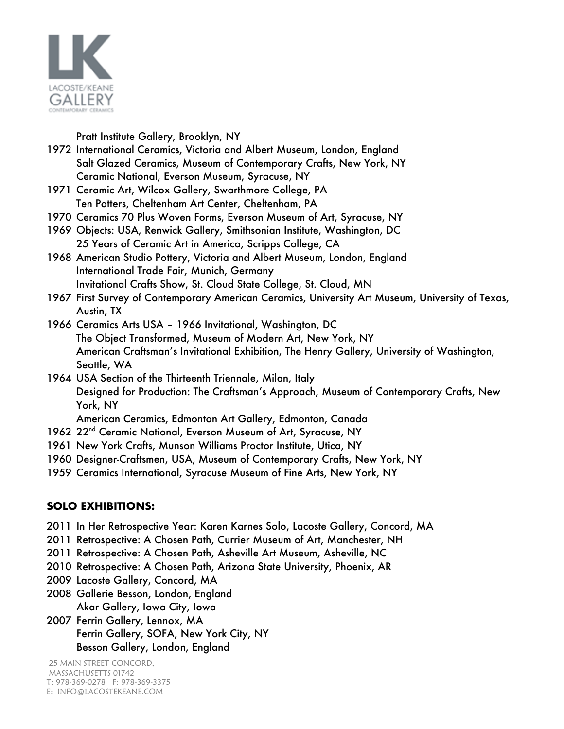Pratt Institute Gallery, Brooklyn, NY

1972 International Ceramics, Victoria and Albert Museum, London, England
Salt Glazed Ceramics, Museum of Contemporary Crafts, New York, NY
Ceramic National, Everson Museum, Syracuse, NY

1971 Ceramic Art, Wilcox Gallery, Swarthmore College, PA
Ten Potters, Cheltenham Art Center, Cheltenham, PA

1970 Ceramics 70 Plus Woven Forms, Everson Museum of Art, Syracuse, NY

1969 Objects: USA, Renwick Gallery, Smithsonian Institute, Washington, DC
25 Years of Ceramic Art in America, Scripps College, CA

1968 American Studio Pottery, Victoria and Albert Museum, London, England
International Trade Fair, Munich, Germany
Invitational Crafts Show, St. Cloud State College, St. Cloud, MN

1967 First Survey of Contemporary American Ceramics, University Art Museum, University of Texas, Austin, TX

1966 Ceramics Arts USA – 1966 Invitational, Washington, DC
The Object Transformed, Museum of Modern Art, New York, NY
American Craftsman's Invitational Exhibition, The Henry Gallery, University of Washington, Seattle, WA

1964 USA Section of the Thirteenth Triennale, Milan, Italy
Designed for Production: The Craftsman's Approach, Museum of Contemporary Crafts, New York, NY
American Ceramics, Edmonton Art Gallery, Edmonton, Canada

1962 22nd Ceramic National, Everson Museum of Art, Syracuse, NY

1961 New York Crafts, Munson Williams Proctor Institute, Utica, NY

1960 Designer-Craftsmen, USA, Museum of Contemporary Crafts, New York, NY

1959 Ceramics International, Syracuse Museum of Fine Arts, New York, NY

**SOLO EXHIBITIONS:**

2011 In Her Retrospective Year: Karen Karnes Solo, Lacoste Gallery, Concord, MA

2011 Retrospective: A Chosen Path, Currier Museum of Art, Manchester, NH

2011 Retrospective: A Chosen Path, Asheville Art Museum, Asheville, NC

2010 Retrospective: A Chosen Path, Arizona State University, Phoenix, AR

2009 Lacoste Gallery, Concord, MA

2008 Gallerie Besson, London, England
Akar Gallery, Iowa City, Iowa

2007 Ferrin Gallery, Lennox, MA
Ferrin Gallery, SOFA, New York City, NY
Besson Gallery, London, England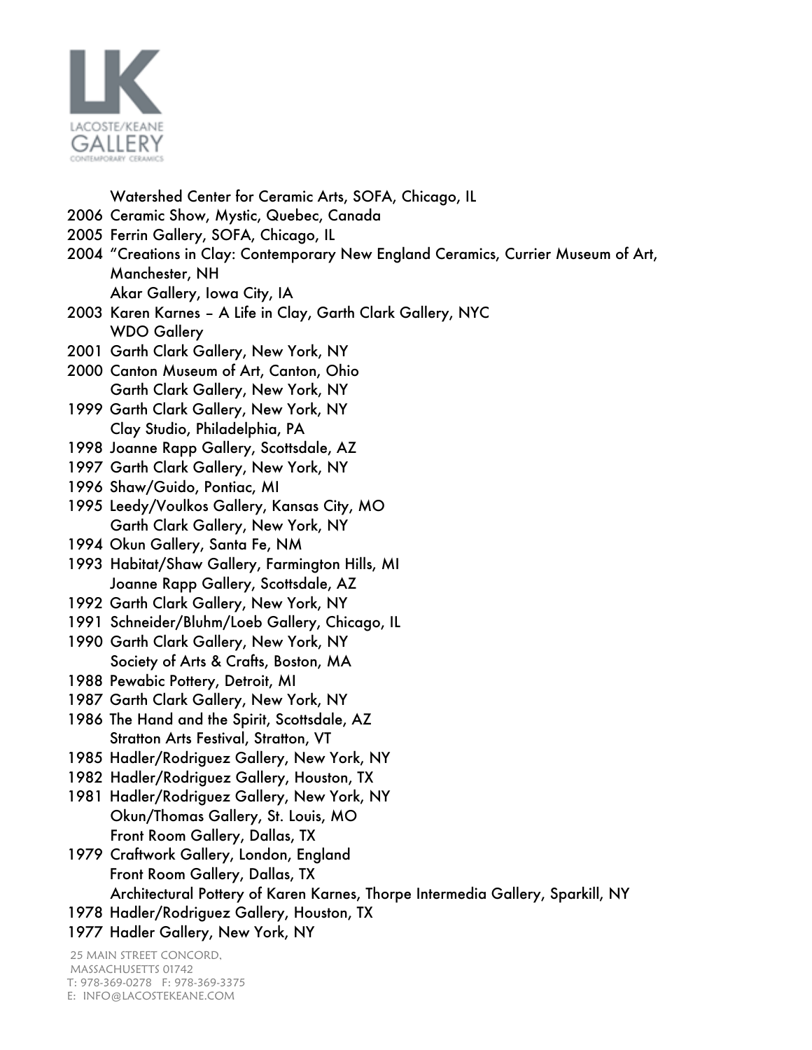Watershed Center for Ceramic Arts, SOFA, Chicago, IL

2006 Ceramic Show, Mystic, Quebec, Canada

2005 Ferrin Gallery, SOFA, Chicago, IL

2004 "Creations in Clay: Contemporary New England Ceramics, Currier Museum of Art, Manchester, NH
Akar Gallery, Iowa City, IA

2003 Karen Karnes – A Life in Clay, Garth Clark Gallery, NYC
WDO Gallery

2001 Garth Clark Gallery, New York, NY

2000 Canton Museum of Art, Canton, Ohio
Garth Clark Gallery, New York, NY

1999 Garth Clark Gallery, New York, NY
Clay Studio, Philadelphia, PA

1998 Joanne Rapp Gallery, Scottsdale, AZ

1997 Garth Clark Gallery, New York, NY

1996 Shaw/Guido, Pontiac, MI

1995 Leedy/Voulkos Gallery, Kansas City, MO
Garth Clark Gallery, New York, NY

1994 Okun Gallery, Santa Fe, NM

1993 Habitat/Shaw Gallery, Farmington Hills, MI
Joanne Rapp Gallery, Scottsdale, AZ

1992 Garth Clark Gallery, New York, NY

1991 Schneider/Bluhm/Loeb Gallery, Chicago, IL

1990 Garth Clark Gallery, New York, NY
Society of Arts & Crafts, Boston, MA

1988 Pewabic Pottery, Detroit, MI

1987 Garth Clark Gallery, New York, NY

1986 The Hand and the Spirit, Scottsdale, AZ
Stratton Arts Festival, Stratton, VT

1985 Hadler/Rodriguez Gallery, New York, NY

1982 Hadler/Rodriguez Gallery, Houston, TX

1981 Hadler/Rodriguez Gallery, New York, NY
Okun/Thomas Gallery, St. Louis, MO
Front Room Gallery, Dallas, TX

1979 Craftwork Gallery, London, England
Front Room Gallery, Dallas, TX
Architectural Pottery of Karen Karnes, Thorpe Intermedia Gallery, Sparkill, NY

1978 Hadler/Rodriguez Gallery, Houston, TX

1977 Hadler Gallery, New York, NY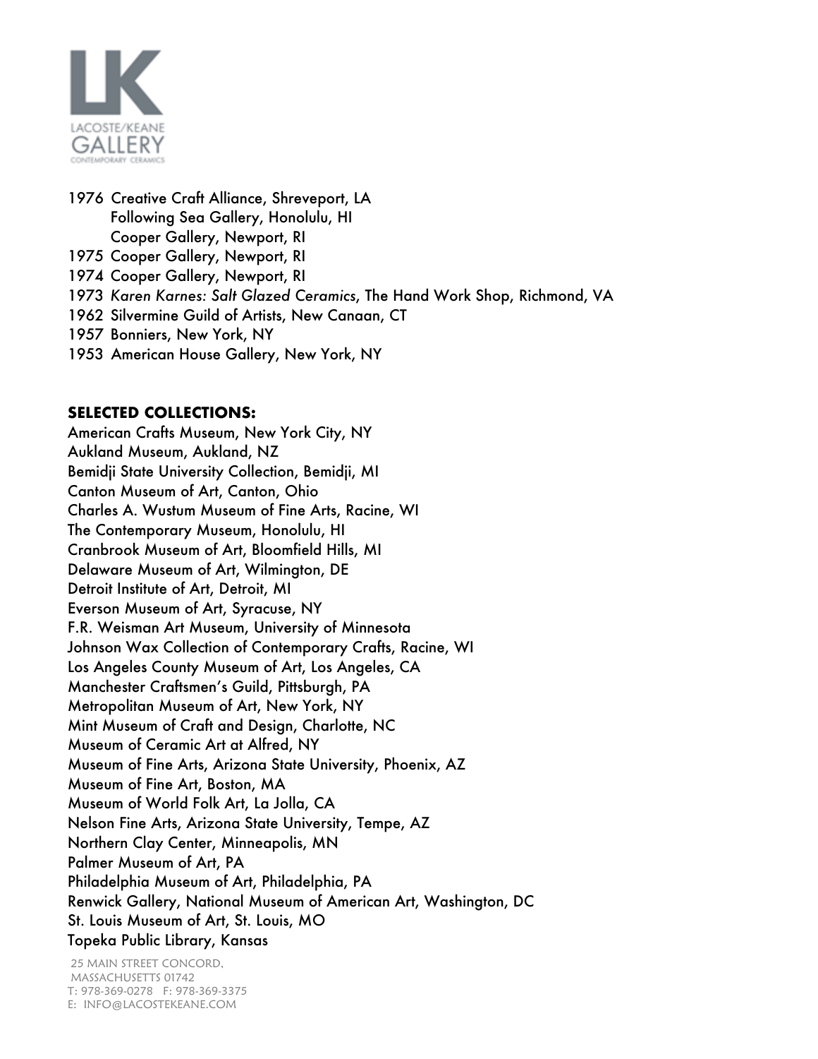1976 Creative Craft Alliance, Shreveport, LA
Following Sea Gallery, Honolulu, HI
Cooper Gallery, Newport, RI
1975 Cooper Gallery, Newport, RI
1974 Cooper Gallery, Newport, RI
1973 *Karen Karnes: Salt Glazed Ceramics*, The Hand Work Shop, Richmond, VA
1962 Silvermine Guild of Artists, New Canaan, CT
1957 Bonniers, New York, NY
1953 American House Gallery, New York, NY

**SELECTED COLLECTIONS:**

American Crafts Museum, New York City, NY
Aukland Museum, Aukland, NZ
Bemidji State University Collection, Bemidji, MI
Canton Museum of Art, Canton, Ohio
Charles A. Wustum Museum of Fine Arts, Racine, WI
The Contemporary Museum, Honolulu, HI
Cranbrook Museum of Art, Bloomfield Hills, MI
Delaware Museum of Art, Wilmington, DE
Detroit Institute of Art, Detroit, MI
Everson Museum of Art, Syracuse, NY
F.R. Weisman Art Museum, University of Minnesota
Johnson Wax Collection of Contemporary Crafts, Racine, WI
Los Angeles County Museum of Art, Los Angeles, CA
Manchester Craftsmen's Guild, Pittsburgh, PA
Metropolitan Museum of Art, New York, NY
Mint Museum of Craft and Design, Charlotte, NC
Museum of Ceramic Art at Alfred, NY
Museum of Fine Arts, Arizona State University, Phoenix, AZ
Museum of Fine Art, Boston, MA
Museum of World Folk Art, La Jolla, CA
Nelson Fine Arts, Arizona State University, Tempe, AZ
Northern Clay Center, Minneapolis, MN
Palmer Museum of Art, PA
Philadelphia Museum of Art, Philadelphia, PA
Renwick Gallery, National Museum of American Art, Washington, DC
St. Louis Museum of Art, St. Louis, MO
Topeka Public Library, Kansas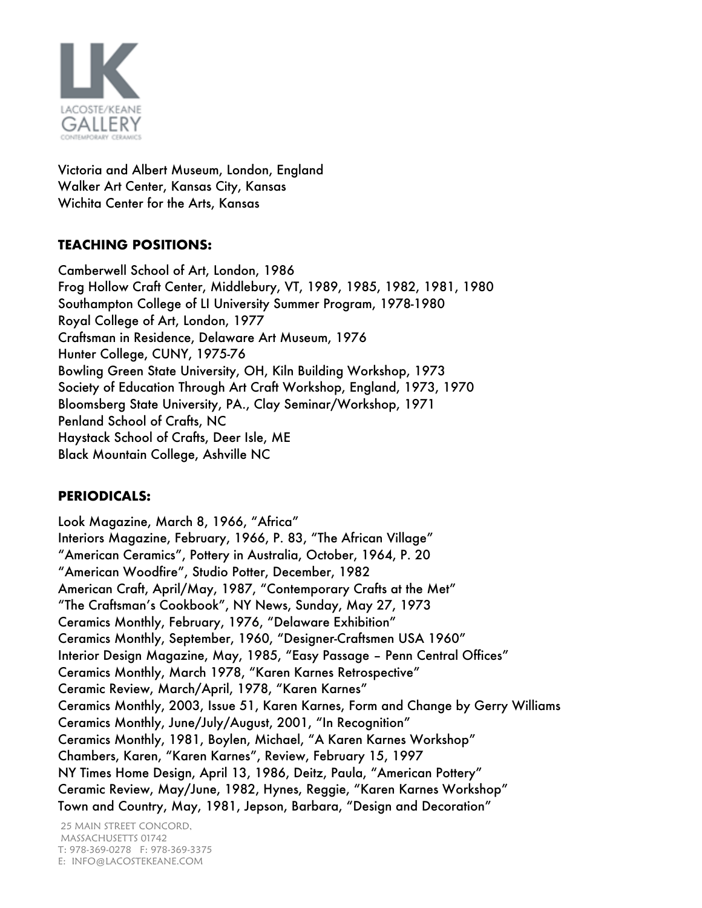Victoria and Albert Museum, London, England
Walker Art Center, Kansas City, Kansas
Wichita Center for the Arts, Kansas

**TEACHING POSITIONS:**

Camberwell School of Art, London, 1986
Frog Hollow Craft Center, Middlebury, VT, 1989, 1985, 1982, 1981, 1980
Southampton College of LI University Summer Program, 1978-1980
Royal College of Art, London, 1977
Craftsman in Residence, Delaware Art Museum, 1976
Hunter College, CUNY, 1975-76
Bowling Green State University, OH, Kiln Building Workshop, 1973
Society of Education Through Art Craft Workshop, England, 1973, 1970
Bloomsberg State University, PA., Clay Seminar/Workshop, 1971
Penland School of Crafts, NC
Haystack School of Crafts, Deer Isle, ME
Black Mountain College, Ashville NC

**PERIODICALS:**

Look Magazine, March 8, 1966, "Africa"
Interiors Magazine, February, 1966, P. 83, "The African Village"
"American Ceramics", Pottery in Australia, October, 1964, P. 20
"American Woodfire", Studio Potter, December, 1982
American Craft, April/May, 1987, "Contemporary Crafts at the Met"
"The Craftsman's Cookbook", NY News, Sunday, May 27, 1973
Ceramics Monthly, February, 1976, "Delaware Exhibition"
Ceramics Monthly, September, 1960, "Designer-Craftsmen USA 1960"
Interior Design Magazine, May, 1985, "Easy Passage – Penn Central Offices"
Ceramics Monthly, March 1978, "Karen Karnes Retrospective"
Ceramic Review, March/April, 1978, "Karen Karnes"
Ceramics Monthly, 2003, Issue 51, Karen Karnes, Form and Change by Gerry Williams
Ceramics Monthly, June/July/August, 2001, "In Recognition"
Ceramics Monthly, 1981, Boylen, Michael, "A Karen Karnes Workshop"
Chambers, Karen, "Karen Karnes", Review, February 15, 1997
NY Times Home Design, April 13, 1986, Deitz, Paula, "American Pottery"
Ceramic Review, May/June, 1982, Hynes, Reggie, "Karen Karnes Workshop"
Town and Country, May, 1981, Jepson, Barbara, "Design and Decoration"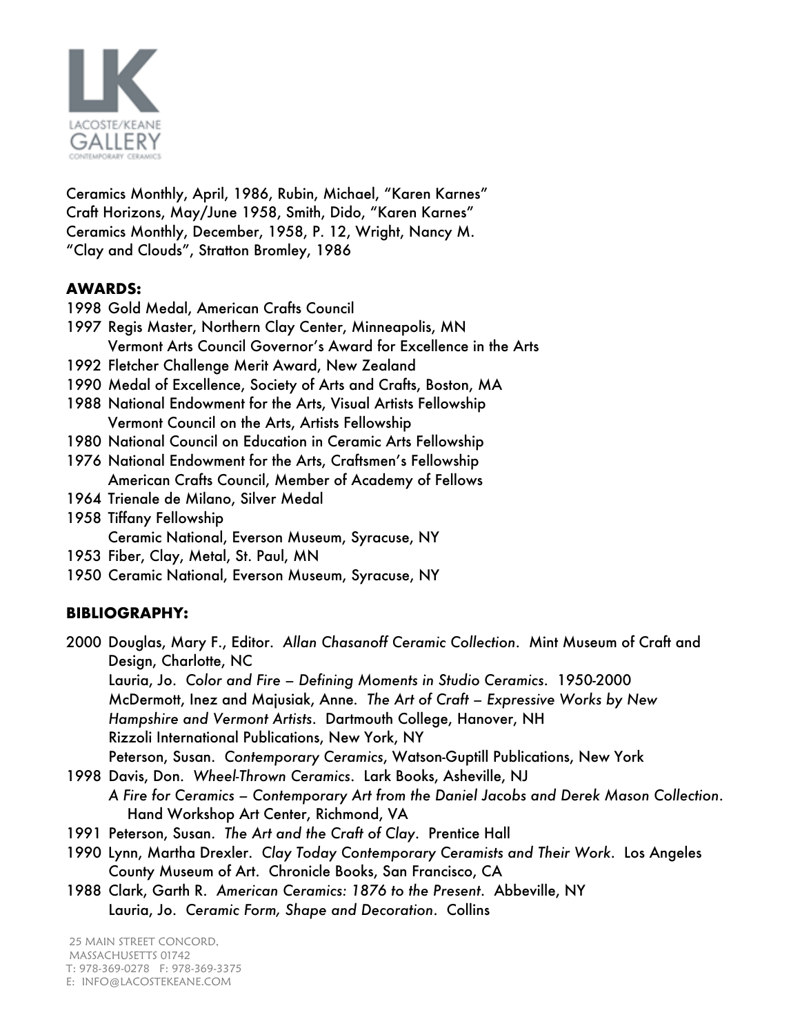Ceramics Monthly, April, 1986, Rubin, Michael, “Karen Karnes”
Craft Horizons, May/June 1958, Smith, Dido, “Karen Karnes”
Ceramics Monthly, December, 1958, P. 12, Wright, Nancy M.
“Clay and Clouds”, Stratton Bromley, 1986

**AWARDS:**

1998 Gold Medal, American Crafts Council
1997 Regis Master, Northern Clay Center, Minneapolis, MN
Vermont Arts Council Governor’s Award for Excellence in the Arts
1992 Fletcher Challenge Merit Award, New Zealand
1990 Medal of Excellence, Society of Arts and Crafts, Boston, MA
1988 National Endowment for the Arts, Visual Artists Fellowship
Vermont Council on the Arts, Artists Fellowship
1980 National Council on Education in Ceramic Arts Fellowship
1976 National Endowment for the Arts, Craftsmen’s Fellowship
American Crafts Council, Member of Academy of Fellows
1964 Trienale de Milano, Silver Medal
1958 Tiffany Fellowship
Ceramic National, Everson Museum, Syracuse, NY
1953 Fiber, Clay, Metal, St. Paul, MN
1950 Ceramic National, Everson Museum, Syracuse, NY

**BIBLIOGRAPHY:**

2000 Douglas, Mary F., Editor. *Allan Chasanoff Ceramic Collection*. Mint Museum of Craft and Design, Charlotte, NC
Lauria, Jo. *Color and Fire – Defining Moments in Studio Ceramics*. 1950-2000
McDermott, Inez and Majusiak, Anne. *The Art of Craft – Expressive Works by New Hampshire and Vermont Artists*. Dartmouth College, Hanover, NH
Rizzoli International Publications, New York, NY
Peterson, Susan. *Contemporary Ceramics*, Watson-Guptill Publications, New York
1998 Davis, Don. *Wheel-Thrown Ceramics*. Lark Books, Asheville, NJ
*A Fire for Ceramics – Contemporary Art from the Daniel Jacobs and Derek Mason Collection*. Hand Workshop Art Center, Richmond, VA
1991 Peterson, Susan. *The Art and the Craft of Clay*. Prentice Hall
1990 Lynn, Martha Drexler. *Clay Today Contemporary Ceramists and Their Work*. Los Angeles County Museum of Art. Chronicle Books, San Francisco, CA
1988 Clark, Garth R. *American Ceramics: 1876 to the Present*. Abbeville, NY
Lauria, Jo. *Ceramic Form, Shape and Decoration*. Collins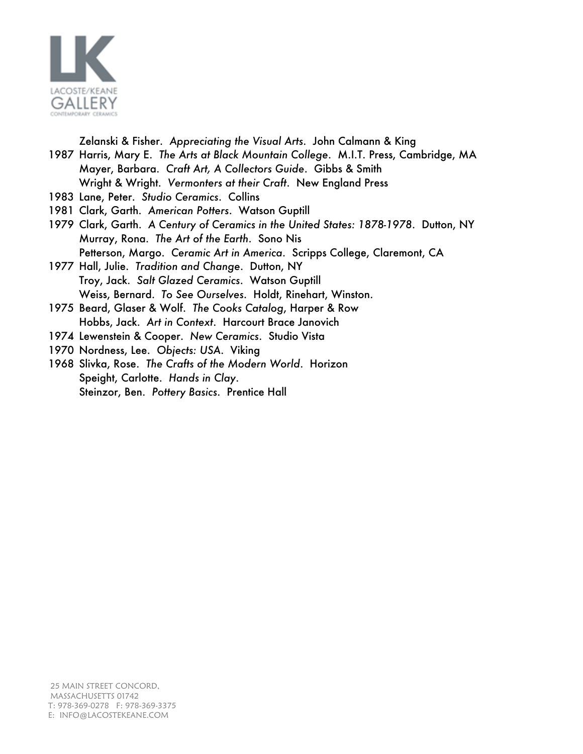Zelanski & Fisher. *Appreciating the Visual Arts*. John Calmann & King

1987 Harris, Mary E. *The Arts at Black Mountain College*. M.I.T. Press, Cambridge, MA
Mayer, Barbara. *Craft Art, A Collectors Guide*. Gibbs & Smith
Wright & Wright. *Vermonters at their Craft*. New England Press

1983 Lane, Peter. *Studio Ceramics*. Collins

1981 Clark, Garth. *American Potters*. Watson Guptill

1979 Clark, Garth. *A Century of Ceramics in the United States: 1878-1978*. Dutton, NY
Murray, Rona. *The Art of the Earth*. Sono Nis
Petterson, Margo. *Ceramic Art in America*. Scripps College, Claremont, CA

1977 Hall, Julie. *Tradition and Change*. Dutton, NY
Troy, Jack. *Salt Glazed Ceramics*. Watson Guptill
Weiss, Bernard. *To See Ourselves*. Holdt, Rinehart, Winston.

1975 Beard, Glaser & Wolf. *The Cooks Catalog*, Harper & Row
Hobbs, Jack. *Art in Context*. Harcourt Brace Janovich

1974 Lewenstein & Cooper. *New Ceramics*. Studio Vista

1970 Nordness, Lee. *Objects: USA*. Viking

1968 Slivka, Rose. *The Crafts of the Modern World*. Horizon
Speight, Carlotte. *Hands in Clay*.
Steinzor, Ben. *Pottery Basics*. Prentice Hall